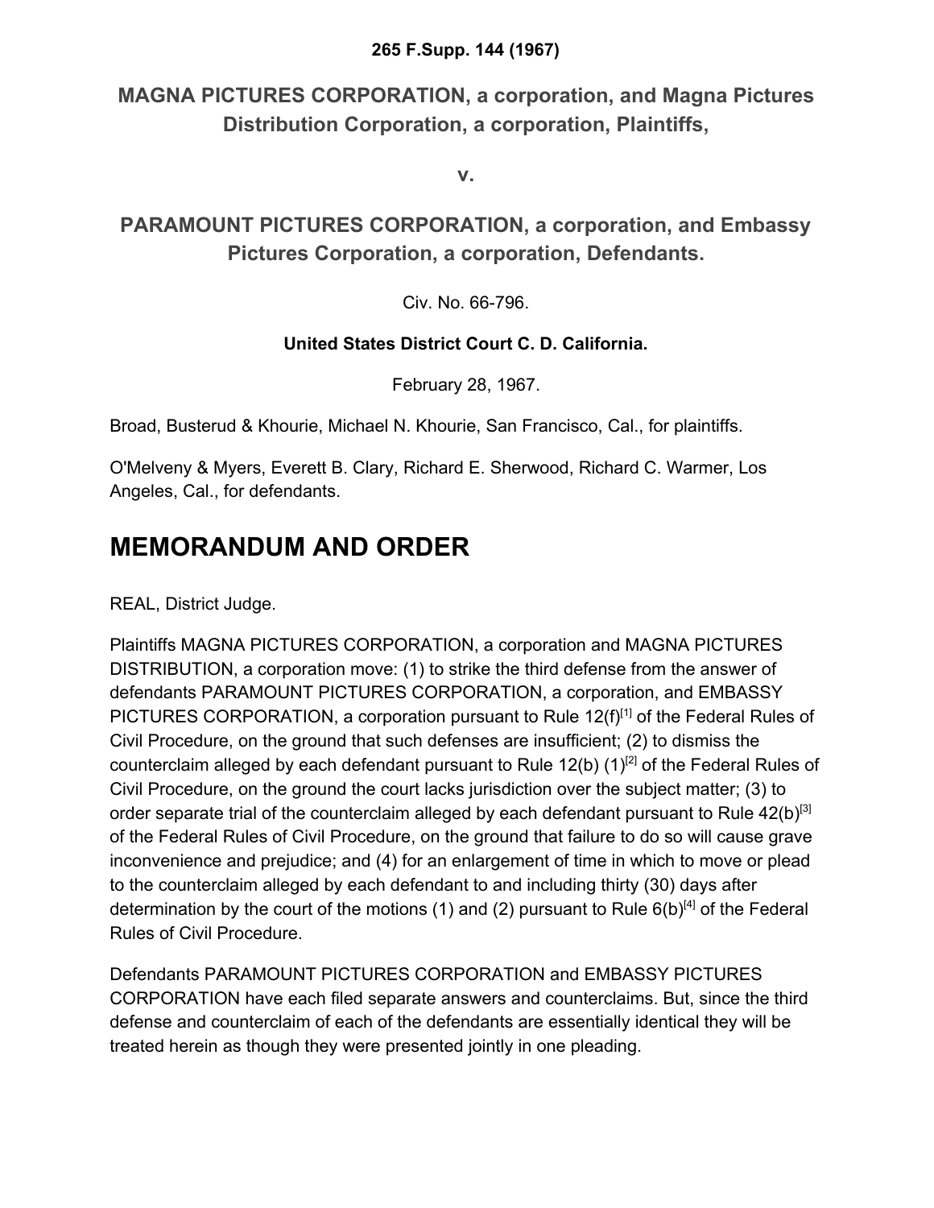**265 F.Supp. 144 (1967)**

## MAGNA PICTURES CORPORATION, a corporation, and Magna Pictures Distribution Corporation, a corporation, Plaintiffs,

**v.**

## PARAMOUNT PICTURES CORPORATION, a corporation, and Embassy Pictures Corporation, a corporation, Defendants.

Civ. No. 66-796.

**United States District Court C. D. California.**

February 28, 1967.

Broad, Busterud & Khourie, Michael N. Khourie, San Francisco, Cal., for plaintiffs.

O'Melveny & Myers, Everett B. Clary, Richard E. Sherwood, Richard C. Warmer, Los Angeles, Cal., for defendants.

# MEMORANDUM AND ORDER

REAL, District Judge.

Plaintiffs MAGNA PICTURES CORPORATION, a corporation and MAGNA PICTURES DISTRIBUTION, a corporation move: (1) to strike the third defense from the answer of defendants PARAMOUNT PICTURES CORPORATION, a corporation, and EMBASSY PICTURES CORPORATION, a corporation pursuant to Rule 12(f)[1] of the Federal Rules of Civil Procedure, on the ground that such defenses are insufficient; (2) to dismiss the counterclaim alleged by each defendant pursuant to Rule 12(b) (1)[2] of the Federal Rules of Civil Procedure, on the ground the court lacks jurisdiction over the subject matter; (3) to order separate trial of the counterclaim alleged by each defendant pursuant to Rule 42(b)[3] of the Federal Rules of Civil Procedure, on the ground that failure to do so will cause grave inconvenience and prejudice; and (4) for an enlargement of time in which to move or plead to the counterclaim alleged by each defendant to and including thirty (30) days after determination by the court of the motions (1) and (2) pursuant to Rule 6(b)[4] of the Federal Rules of Civil Procedure.

Defendants PARAMOUNT PICTURES CORPORATION and EMBASSY PICTURES CORPORATION have each filed separate answers and counterclaims. But, since the third defense and counterclaim of each of the defendants are essentially identical they will be treated herein as though they were presented jointly in one pleading.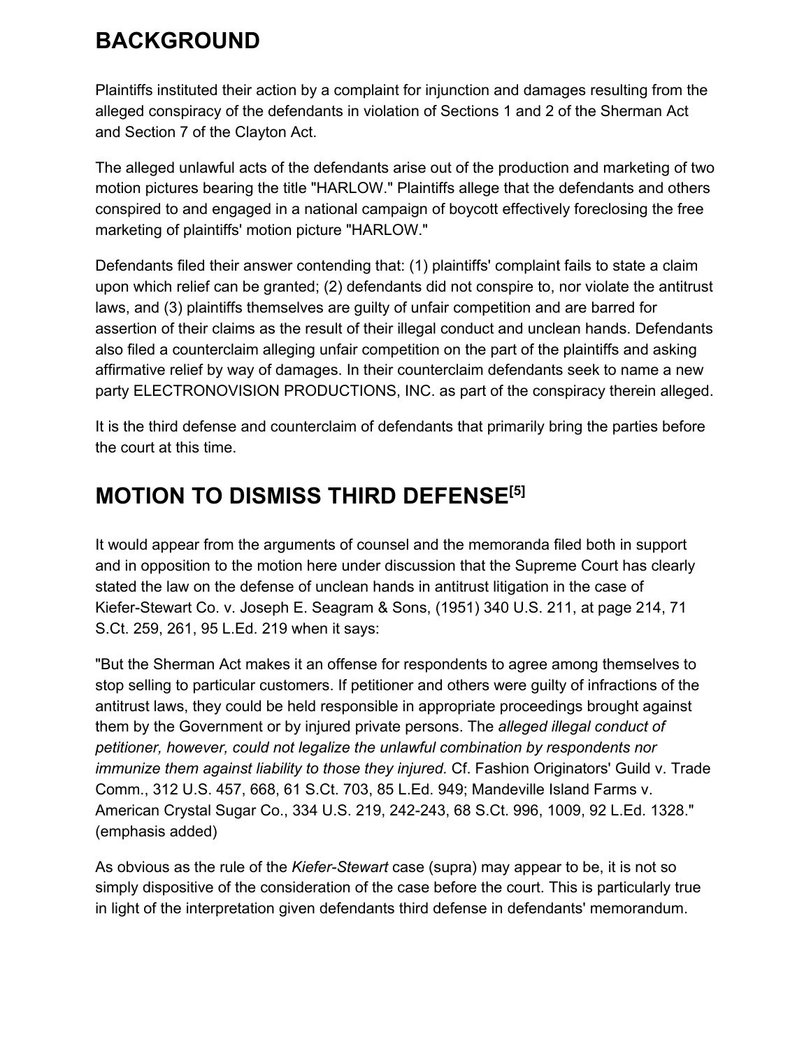## BACKGROUND

Plaintiffs instituted their action by a complaint for injunction and damages resulting from the alleged conspiracy of the defendants in violation of Sections 1 and 2 of the Sherman Act and Section 7 of the Clayton Act.

The alleged unlawful acts of the defendants arise out of the production and marketing of two motion pictures bearing the title "HARLOW." Plaintiffs allege that the defendants and others conspired to and engaged in a national campaign of boycott effectively foreclosing the free marketing of plaintiffs' motion picture "HARLOW."

Defendants filed their answer contending that: (1) plaintiffs' complaint fails to state a claim upon which relief can be granted; (2) defendants did not conspire to, nor violate the antitrust laws, and (3) plaintiffs themselves are guilty of unfair competition and are barred for assertion of their claims as the result of their illegal conduct and unclean hands. Defendants also filed a counterclaim alleging unfair competition on the part of the plaintiffs and asking affirmative relief by way of damages. In their counterclaim defendants seek to name a new party ELECTRONOVISION PRODUCTIONS, INC. as part of the conspiracy therein alleged.

It is the third defense and counterclaim of defendants that primarily bring the parties before the court at this time.

## MOTION TO DISMISS THIRD DEFENSE[5]

It would appear from the arguments of counsel and the memoranda filed both in support and in opposition to the motion here under discussion that the Supreme Court has clearly stated the law on the defense of unclean hands in antitrust litigation in the case of Kiefer-Stewart Co. v. Joseph E. Seagram & Sons, (1951) 340 U.S. 211, at page 214, 71 S.Ct. 259, 261, 95 L.Ed. 219 when it says:

"But the Sherman Act makes it an offense for respondents to agree among themselves to stop selling to particular customers. If petitioner and others were guilty of infractions of the antitrust laws, they could be held responsible in appropriate proceedings brought against them by the Government or by injured private persons. The *alleged illegal conduct of petitioner, however, could not legalize the unlawful combination by respondents nor immunize them against liability to those they injured.* Cf. Fashion Originators' Guild v. Trade Comm., 312 U.S. 457, 668, 61 S.Ct. 703, 85 L.Ed. 949; Mandeville Island Farms v. American Crystal Sugar Co., 334 U.S. 219, 242-243, 68 S.Ct. 996, 1009, 92 L.Ed. 1328." (emphasis added)

As obvious as the rule of the *Kiefer-Stewart* case (supra) may appear to be, it is not so simply dispositive of the consideration of the case before the court. This is particularly true in light of the interpretation given defendants third defense in defendants' memorandum.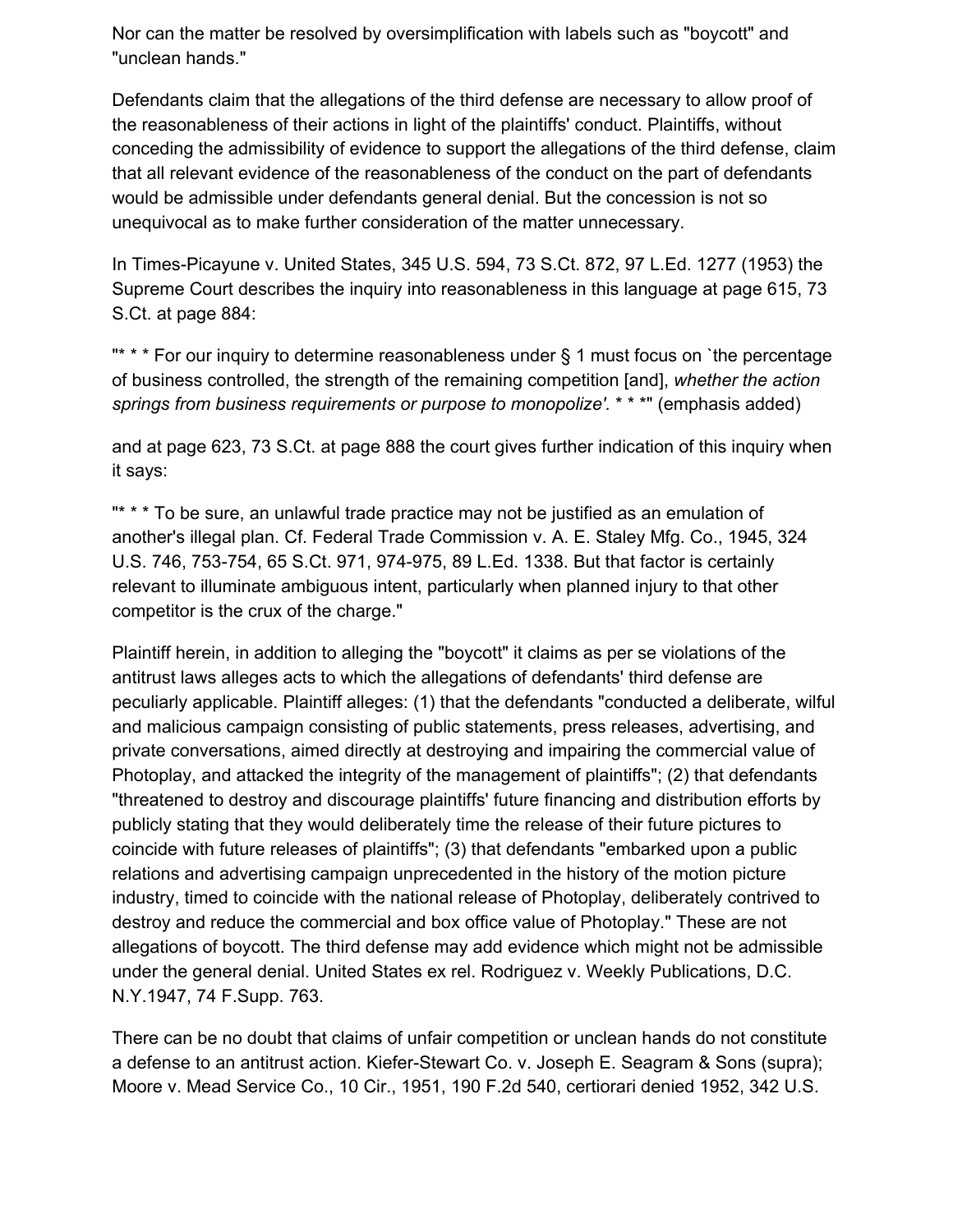Nor can the matter be resolved by oversimplification with labels such as "boycott" and "unclean hands."

Defendants claim that the allegations of the third defense are necessary to allow proof of the reasonableness of their actions in light of the plaintiffs' conduct. Plaintiffs, without conceding the admissibility of evidence to support the allegations of the third defense, claim that all relevant evidence of the reasonableness of the conduct on the part of defendants would be admissible under defendants general denial. But the concession is not so unequivocal as to make further consideration of the matter unnecessary.

In Times-Picayune v. United States, 345 U.S. 594, 73 S.Ct. 872, 97 L.Ed. 1277 (1953) the Supreme Court describes the inquiry into reasonableness in this language at page 615, 73 S.Ct. at page 884:

"* * * For our inquiry to determine reasonableness under § 1 must focus on `the percentage of business controlled, the strength of the remaining competition [and], *whether the action springs from business requirements or purpose to monopolize'.* * * *" (emphasis added)

and at page 623, 73 S.Ct. at page 888 the court gives further indication of this inquiry when it says:

"* * * To be sure, an unlawful trade practice may not be justified as an emulation of another's illegal plan. Cf. Federal Trade Commission v. A. E. Staley Mfg. Co., 1945, 324 U.S. 746, 753-754, 65 S.Ct. 971, 974-975, 89 L.Ed. 1338. But that factor is certainly relevant to illuminate ambiguous intent, particularly when planned injury to that other competitor is the crux of the charge."

Plaintiff herein, in addition to alleging the "boycott" it claims as per se violations of the antitrust laws alleges acts to which the allegations of defendants' third defense are peculiarly applicable. Plaintiff alleges: (1) that the defendants "conducted a deliberate, wilful and malicious campaign consisting of public statements, press releases, advertising, and private conversations, aimed directly at destroying and impairing the commercial value of Photoplay, and attacked the integrity of the management of plaintiffs"; (2) that defendants "threatened to destroy and discourage plaintiffs' future financing and distribution efforts by publicly stating that they would deliberately time the release of their future pictures to coincide with future releases of plaintiffs"; (3) that defendants "embarked upon a public relations and advertising campaign unprecedented in the history of the motion picture industry, timed to coincide with the national release of Photoplay, deliberately contrived to destroy and reduce the commercial and box office value of Photoplay." These are not allegations of boycott. The third defense may add evidence which might not be admissible under the general denial. United States ex rel. Rodriguez v. Weekly Publications, D.C. N.Y.1947, 74 F.Supp. 763.

There can be no doubt that claims of unfair competition or unclean hands do not constitute a defense to an antitrust action. Kiefer-Stewart Co. v. Joseph E. Seagram & Sons (supra); Moore v. Mead Service Co., 10 Cir., 1951, 190 F.2d 540, certiorari denied 1952, 342 U.S.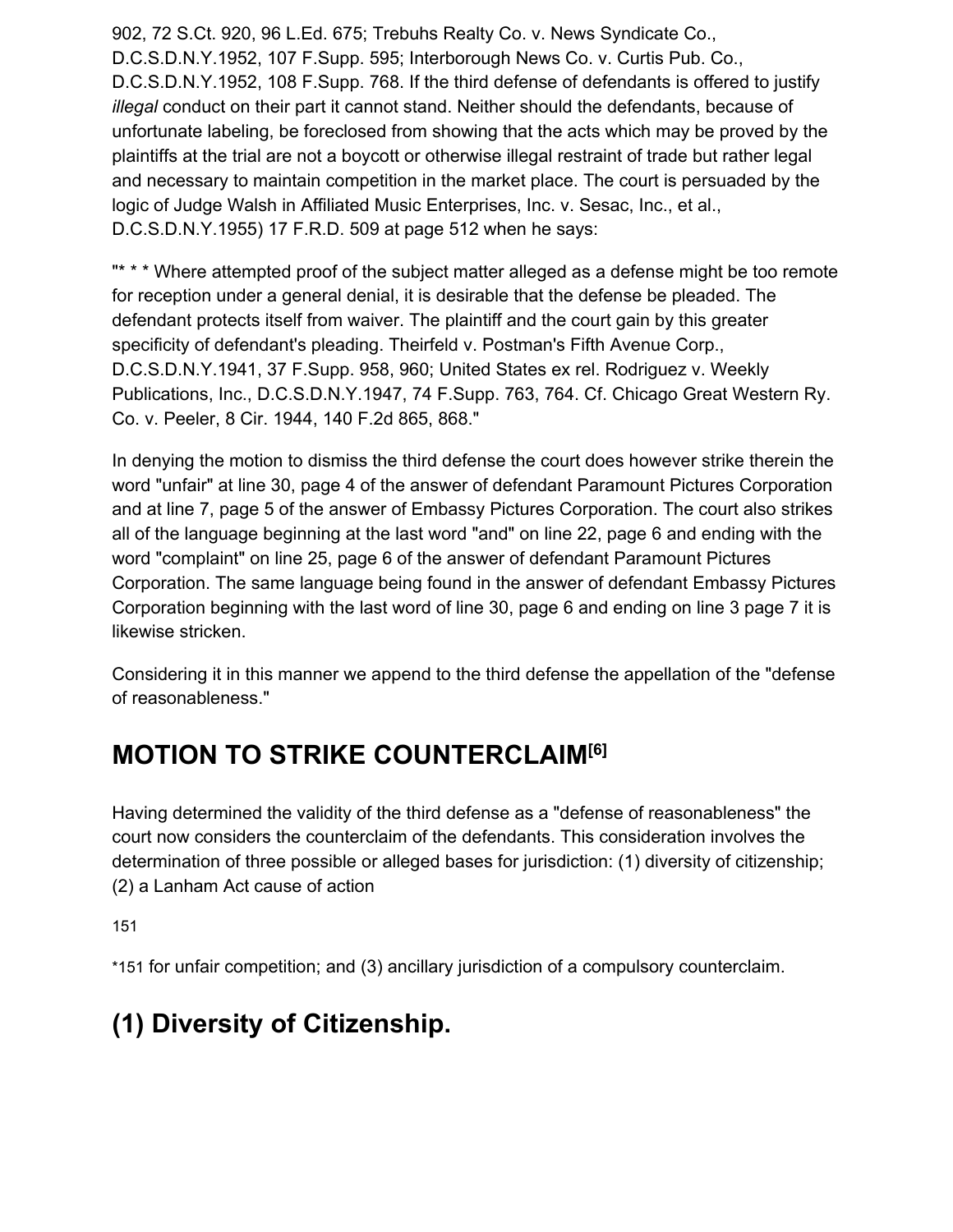902, 72 S.Ct. 920, 96 L.Ed. 675; Trebuhs Realty Co. v. News Syndicate Co., D.C.S.D.N.Y.1952, 107 F.Supp. 595; Interborough News Co. v. Curtis Pub. Co., D.C.S.D.N.Y.1952, 108 F.Supp. 768. If the third defense of defendants is offered to justify *illegal* conduct on their part it cannot stand. Neither should the defendants, because of unfortunate labeling, be foreclosed from showing that the acts which may be proved by the plaintiffs at the trial are not a boycott or otherwise illegal restraint of trade but rather legal and necessary to maintain competition in the market place. The court is persuaded by the logic of Judge Walsh in Affiliated Music Enterprises, Inc. v. Sesac, Inc., et al., D.C.S.D.N.Y.1955) 17 F.R.D. 509 at page 512 when he says:

"* * * Where attempted proof of the subject matter alleged as a defense might be too remote for reception under a general denial, it is desirable that the defense be pleaded. The defendant protects itself from waiver. The plaintiff and the court gain by this greater specificity of defendant's pleading. Theirfeld v. Postman's Fifth Avenue Corp., D.C.S.D.N.Y.1941, 37 F.Supp. 958, 960; United States ex rel. Rodriguez v. Weekly Publications, Inc., D.C.S.D.N.Y.1947, 74 F.Supp. 763, 764. Cf. Chicago Great Western Ry. Co. v. Peeler, 8 Cir. 1944, 140 F.2d 865, 868."

In denying the motion to dismiss the third defense the court does however strike therein the word "unfair" at line 30, page 4 of the answer of defendant Paramount Pictures Corporation and at line 7, page 5 of the answer of Embassy Pictures Corporation. The court also strikes all of the language beginning at the last word "and" on line 22, page 6 and ending with the word "complaint" on line 25, page 6 of the answer of defendant Paramount Pictures Corporation. The same language being found in the answer of defendant Embassy Pictures Corporation beginning with the last word of line 30, page 6 and ending on line 3 page 7 it is likewise stricken.

Considering it in this manner we append to the third defense the appellation of the "defense of reasonableness."

## MOTION TO STRIKE COUNTERCLAIM[6]

Having determined the validity of the third defense as a "defense of reasonableness" the court now considers the counterclaim of the defendants. This consideration involves the determination of three possible or alleged bases for jurisdiction: (1) diversity of citizenship; (2) a Lanham Act cause of action

*151 for unfair competition; and (3) ancillary jurisdiction of a compulsory counterclaim.

## (1) Diversity of Citizenship.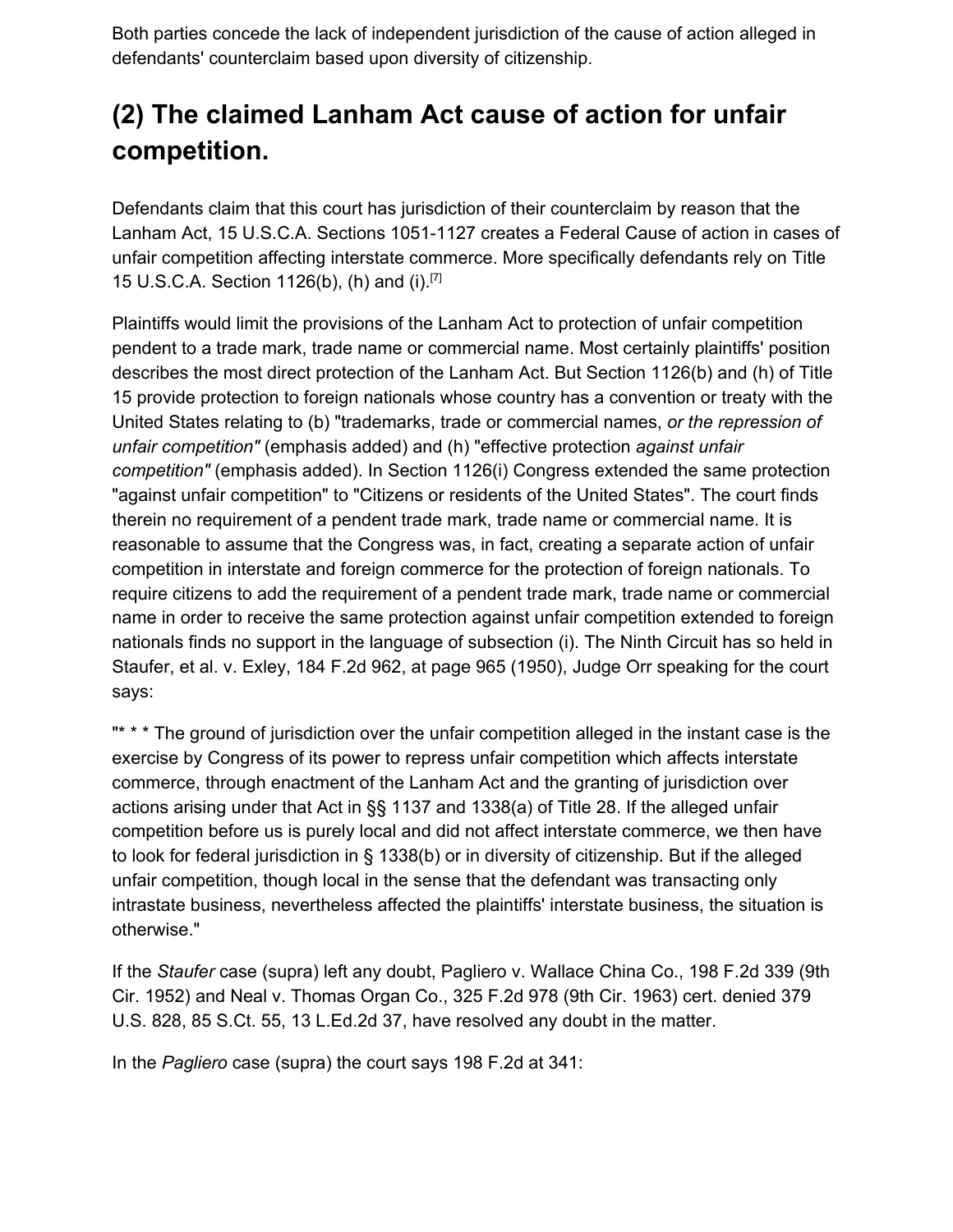Both parties concede the lack of independent jurisdiction of the cause of action alleged in defendants' counterclaim based upon diversity of citizenship.

## (2) The claimed Lanham Act cause of action for unfair competition.

Defendants claim that this court has jurisdiction of their counterclaim by reason that the Lanham Act, 15 U.S.C.A. Sections 1051-1127 creates a Federal Cause of action in cases of unfair competition affecting interstate commerce. More specifically defendants rely on Title 15 U.S.C.A. Section 1126(b), (h) and (i).[7]

Plaintiffs would limit the provisions of the Lanham Act to protection of unfair competition pendent to a trade mark, trade name or commercial name. Most certainly plaintiffs' position describes the most direct protection of the Lanham Act. But Section 1126(b) and (h) of Title 15 provide protection to foreign nationals whose country has a convention or treaty with the United States relating to (b) "trademarks, trade or commercial names, *or the repression of unfair competition"* (emphasis added) and (h) "effective protection *against unfair competition"* (emphasis added). In Section 1126(i) Congress extended the same protection "against unfair competition" to "Citizens or residents of the United States". The court finds therein no requirement of a pendent trade mark, trade name or commercial name. It is reasonable to assume that the Congress was, in fact, creating a separate action of unfair competition in interstate and foreign commerce for the protection of foreign nationals. To require citizens to add the requirement of a pendent trade mark, trade name or commercial name in order to receive the same protection against unfair competition extended to foreign nationals finds no support in the language of subsection (i). The Ninth Circuit has so held in Staufer, et al. v. Exley, 184 F.2d 962, at page 965 (1950), Judge Orr speaking for the court says:

"* * * The ground of jurisdiction over the unfair competition alleged in the instant case is the exercise by Congress of its power to repress unfair competition which affects interstate commerce, through enactment of the Lanham Act and the granting of jurisdiction over actions arising under that Act in §§ 1137 and 1338(a) of Title 28. If the alleged unfair competition before us is purely local and did not affect interstate commerce, we then have to look for federal jurisdiction in § 1338(b) or in diversity of citizenship. But if the alleged unfair competition, though local in the sense that the defendant was transacting only intrastate business, nevertheless affected the plaintiffs' interstate business, the situation is otherwise."

If the *Staufer* case (supra) left any doubt, Pagliero v. Wallace China Co., 198 F.2d 339 (9th Cir. 1952) and Neal v. Thomas Organ Co., 325 F.2d 978 (9th Cir. 1963) cert. denied 379 U.S. 828, 85 S.Ct. 55, 13 L.Ed.2d 37, have resolved any doubt in the matter.

In the *Pagliero* case (supra) the court says 198 F.2d at 341: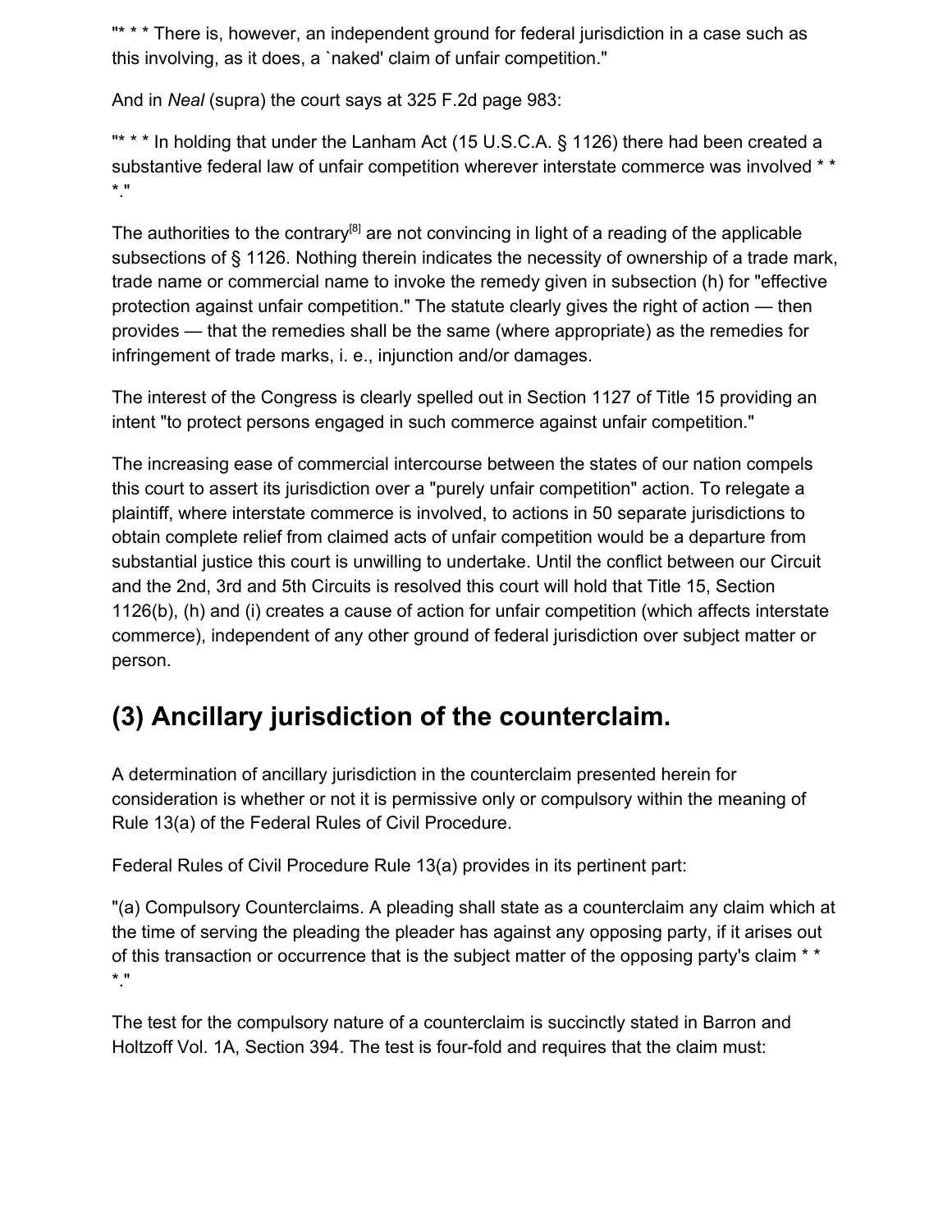"* * * There is, however, an independent ground for federal jurisdiction in a case such as this involving, as it does, a `naked' claim of unfair competition."

And in *Neal* (supra) the court says at 325 F.2d page 983:

"* * * In holding that under the Lanham Act (15 U.S.C.A. § 1126) there had been created a substantive federal law of unfair competition wherever interstate commerce was involved * * *."

The authorities to the contrary[8] are not convincing in light of a reading of the applicable subsections of § 1126. Nothing therein indicates the necessity of ownership of a trade mark, trade name or commercial name to invoke the remedy given in subsection (h) for "effective protection against unfair competition." The statute clearly gives the right of action — then provides — that the remedies shall be the same (where appropriate) as the remedies for infringement of trade marks, i. e., injunction and/or damages.

The interest of the Congress is clearly spelled out in Section 1127 of Title 15 providing an intent "to protect persons engaged in such commerce against unfair competition."

The increasing ease of commercial intercourse between the states of our nation compels this court to assert its jurisdiction over a "purely unfair competition" action. To relegate a plaintiff, where interstate commerce is involved, to actions in 50 separate jurisdictions to obtain complete relief from claimed acts of unfair competition would be a departure from substantial justice this court is unwilling to undertake. Until the conflict between our Circuit and the 2nd, 3rd and 5th Circuits is resolved this court will hold that Title 15, Section 1126(b), (h) and (i) creates a cause of action for unfair competition (which affects interstate commerce), independent of any other ground of federal jurisdiction over subject matter or person.

## (3) Ancillary jurisdiction of the counterclaim.

A determination of ancillary jurisdiction in the counterclaim presented herein for consideration is whether or not it is permissive only or compulsory within the meaning of Rule 13(a) of the Federal Rules of Civil Procedure.

Federal Rules of Civil Procedure Rule 13(a) provides in its pertinent part:

"(a) Compulsory Counterclaims. A pleading shall state as a counterclaim any claim which at the time of serving the pleading the pleader has against any opposing party, if it arises out of this transaction or occurrence that is the subject matter of the opposing party's claim * * *."

The test for the compulsory nature of a counterclaim is succinctly stated in Barron and Holtzoff Vol. 1A, Section 394. The test is four-fold and requires that the claim must: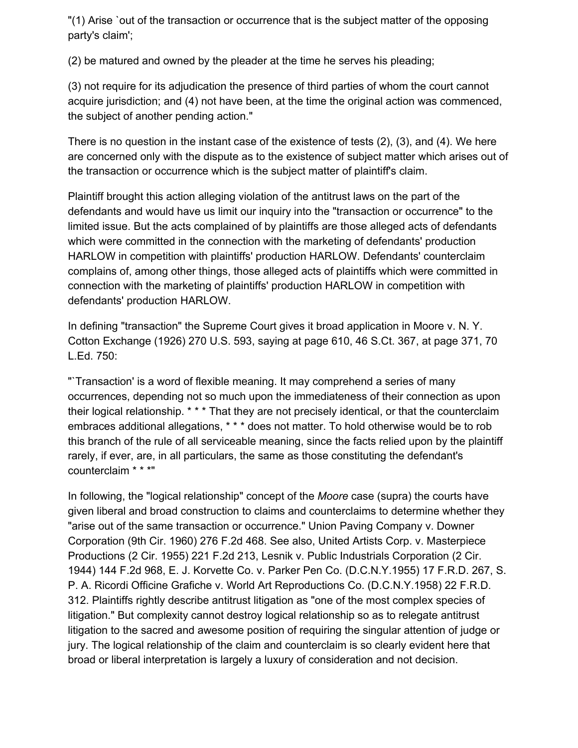"(1) Arise `out of the transaction or occurrence that is the subject matter of the opposing party's claim';

(2) be matured and owned by the pleader at the time he serves his pleading;

(3) not require for its adjudication the presence of third parties of whom the court cannot acquire jurisdiction; and (4) not have been, at the time the original action was commenced, the subject of another pending action."

There is no question in the instant case of the existence of tests (2), (3), and (4). We here are concerned only with the dispute as to the existence of subject matter which arises out of the transaction or occurrence which is the subject matter of plaintiff's claim.

Plaintiff brought this action alleging violation of the antitrust laws on the part of the defendants and would have us limit our inquiry into the "transaction or occurrence" to the limited issue. But the acts complained of by plaintiffs are those alleged acts of defendants which were committed in the connection with the marketing of defendants' production HARLOW in competition with plaintiffs' production HARLOW. Defendants' counterclaim complains of, among other things, those alleged acts of plaintiffs which were committed in connection with the marketing of plaintiffs' production HARLOW in competition with defendants' production HARLOW.

In defining "transaction" the Supreme Court gives it broad application in Moore v. N. Y. Cotton Exchange (1926) 270 U.S. 593, saying at page 610, 46 S.Ct. 367, at page 371, 70 L.Ed. 750:

"`Transaction' is a word of flexible meaning. It may comprehend a series of many occurrences, depending not so much upon the immediateness of their connection as upon their logical relationship. * * * That they are not precisely identical, or that the counterclaim embraces additional allegations, * * * does not matter. To hold otherwise would be to rob this branch of the rule of all serviceable meaning, since the facts relied upon by the plaintiff rarely, if ever, are, in all particulars, the same as those constituting the defendant's counterclaim * * *"

In following, the "logical relationship" concept of the *Moore* case (supra) the courts have given liberal and broad construction to claims and counterclaims to determine whether they "arise out of the same transaction or occurrence." Union Paving Company v. Downer Corporation (9th Cir. 1960) 276 F.2d 468. See also, United Artists Corp. v. Masterpiece Productions (2 Cir. 1955) 221 F.2d 213, Lesnik v. Public Industrials Corporation (2 Cir. 1944) 144 F.2d 968, E. J. Korvette Co. v. Parker Pen Co. (D.C.N.Y.1955) 17 F.R.D. 267, S. P. A. Ricordi Officine Grafiche v. World Art Reproductions Co. (D.C.N.Y.1958) 22 F.R.D. 312. Plaintiffs rightly describe antitrust litigation as "one of the most complex species of litigation." But complexity cannot destroy logical relationship so as to relegate antitrust litigation to the sacred and awesome position of requiring the singular attention of judge or jury. The logical relationship of the claim and counterclaim is so clearly evident here that broad or liberal interpretation is largely a luxury of consideration and not decision.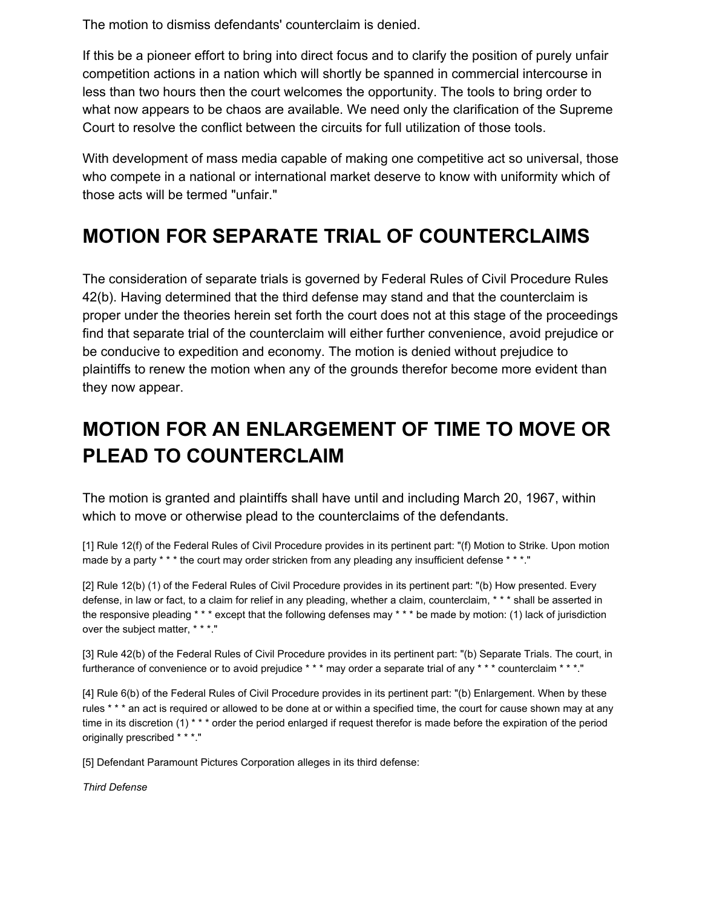The motion to dismiss defendants' counterclaim is denied.

If this be a pioneer effort to bring into direct focus and to clarify the position of purely unfair competition actions in a nation which will shortly be spanned in commercial intercourse in less than two hours then the court welcomes the opportunity. The tools to bring order to what now appears to be chaos are available. We need only the clarification of the Supreme Court to resolve the conflict between the circuits for full utilization of those tools.

With development of mass media capable of making one competitive act so universal, those who compete in a national or international market deserve to know with uniformity which of those acts will be termed "unfair."

## MOTION FOR SEPARATE TRIAL OF COUNTERCLAIMS

The consideration of separate trials is governed by Federal Rules of Civil Procedure Rules 42(b). Having determined that the third defense may stand and that the counterclaim is proper under the theories herein set forth the court does not at this stage of the proceedings find that separate trial of the counterclaim will either further convenience, avoid prejudice or be conducive to expedition and economy. The motion is denied without prejudice to plaintiffs to renew the motion when any of the grounds therefor become more evident than they now appear.

## MOTION FOR AN ENLARGEMENT OF TIME TO MOVE OR PLEAD TO COUNTERCLAIM

The motion is granted and plaintiffs shall have until and including March 20, 1967, within which to move or otherwise plead to the counterclaims of the defendants.

[1] Rule 12(f) of the Federal Rules of Civil Procedure provides in its pertinent part: "(f) Motion to Strike. Upon motion made by a party * * * the court may order stricken from any pleading any insufficient defense * * *."

[2] Rule 12(b) (1) of the Federal Rules of Civil Procedure provides in its pertinent part: "(b) How presented. Every defense, in law or fact, to a claim for relief in any pleading, whether a claim, counterclaim, * * * shall be asserted in the responsive pleading * * * except that the following defenses may * * * be made by motion: (1) lack of jurisdiction over the subject matter, * * *."

[3] Rule 42(b) of the Federal Rules of Civil Procedure provides in its pertinent part: "(b) Separate Trials. The court, in furtherance of convenience or to avoid prejudice * * * may order a separate trial of any * * * counterclaim * * *."

[4] Rule 6(b) of the Federal Rules of Civil Procedure provides in its pertinent part: "(b) Enlargement. When by these rules * * * an act is required or allowed to be done at or within a specified time, the court for cause shown may at any time in its discretion (1) * * * order the period enlarged if request therefor is made before the expiration of the period originally prescribed * * *."

[5] Defendant Paramount Pictures Corporation alleges in its third defense:

*Third Defense*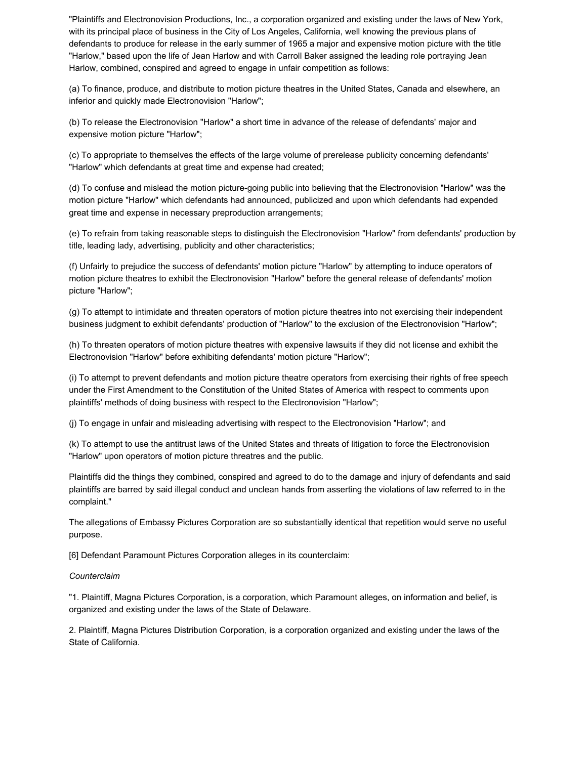"Plaintiffs and Electronovision Productions, Inc., a corporation organized and existing under the laws of New York, with its principal place of business in the City of Los Angeles, California, well knowing the previous plans of defendants to produce for release in the early summer of 1965 a major and expensive motion picture with the title "Harlow," based upon the life of Jean Harlow and with Carroll Baker assigned the leading role portraying Jean Harlow, combined, conspired and agreed to engage in unfair competition as follows:

(a) To finance, produce, and distribute to motion picture theatres in the United States, Canada and elsewhere, an inferior and quickly made Electronovision "Harlow";

(b) To release the Electronovision "Harlow" a short time in advance of the release of defendants' major and expensive motion picture "Harlow";

(c) To appropriate to themselves the effects of the large volume of prerelease publicity concerning defendants' "Harlow" which defendants at great time and expense had created;

(d) To confuse and mislead the motion picture-going public into believing that the Electronovision "Harlow" was the motion picture "Harlow" which defendants had announced, publicized and upon which defendants had expended great time and expense in necessary preproduction arrangements;

(e) To refrain from taking reasonable steps to distinguish the Electronovision "Harlow" from defendants' production by title, leading lady, advertising, publicity and other characteristics;

(f) Unfairly to prejudice the success of defendants' motion picture "Harlow" by attempting to induce operators of motion picture theatres to exhibit the Electronovision "Harlow" before the general release of defendants' motion picture "Harlow";

(g) To attempt to intimidate and threaten operators of motion picture theatres into not exercising their independent business judgment to exhibit defendants' production of "Harlow" to the exclusion of the Electronovision "Harlow";

(h) To threaten operators of motion picture theatres with expensive lawsuits if they did not license and exhibit the Electronovision "Harlow" before exhibiting defendants' motion picture "Harlow";

(i) To attempt to prevent defendants and motion picture theatre operators from exercising their rights of free speech under the First Amendment to the Constitution of the United States of America with respect to comments upon plaintiffs' methods of doing business with respect to the Electronovision "Harlow";

(j) To engage in unfair and misleading advertising with respect to the Electronovision "Harlow"; and

(k) To attempt to use the antitrust laws of the United States and threats of litigation to force the Electronovision "Harlow" upon operators of motion picture threatres and the public.

Plaintiffs did the things they combined, conspired and agreed to do to the damage and injury of defendants and said plaintiffs are barred by said illegal conduct and unclean hands from asserting the violations of law referred to in the complaint."

The allegations of Embassy Pictures Corporation are so substantially identical that repetition would serve no useful purpose.

[6] Defendant Paramount Pictures Corporation alleges in its counterclaim:

*Counterclaim*

"1. Plaintiff, Magna Pictures Corporation, is a corporation, which Paramount alleges, on information and belief, is organized and existing under the laws of the State of Delaware.

2. Plaintiff, Magna Pictures Distribution Corporation, is a corporation organized and existing under the laws of the State of California.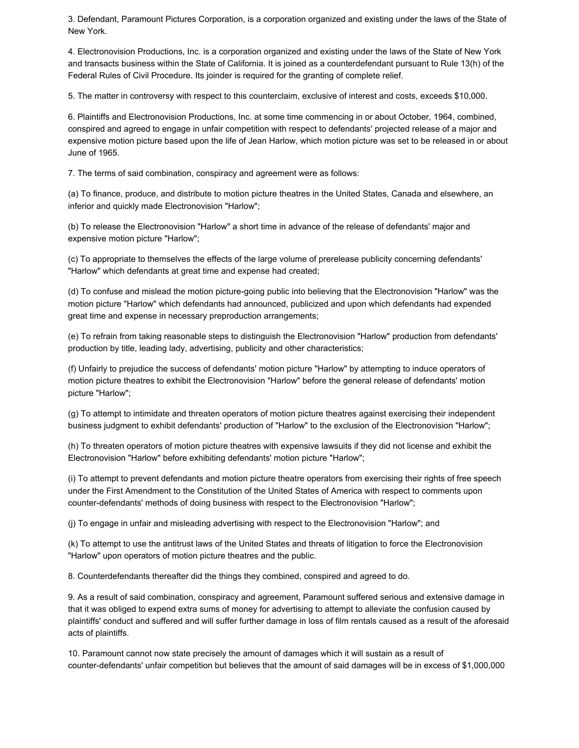3. Defendant, Paramount Pictures Corporation, is a corporation organized and existing under the laws of the State of New York.

4. Electronovision Productions, Inc. is a corporation organized and existing under the laws of the State of New York and transacts business within the State of California. It is joined as a counterdefendant pursuant to Rule 13(h) of the Federal Rules of Civil Procedure. Its joinder is required for the granting of complete relief.

5. The matter in controversy with respect to this counterclaim, exclusive of interest and costs, exceeds $10,000.

6. Plaintiffs and Electronovision Productions, Inc. at some time commencing in or about October, 1964, combined, conspired and agreed to engage in unfair competition with respect to defendants' projected release of a major and expensive motion picture based upon the life of Jean Harlow, which motion picture was set to be released in or about June of 1965.

7. The terms of said combination, conspiracy and agreement were as follows:

(a) To finance, produce, and distribute to motion picture theatres in the United States, Canada and elsewhere, an inferior and quickly made Electronovision "Harlow";

(b) To release the Electronovision "Harlow" a short time in advance of the release of defendants' major and expensive motion picture "Harlow";

(c) To appropriate to themselves the effects of the large volume of prerelease publicity concerning defendants' "Harlow" which defendants at great time and expense had created;

(d) To confuse and mislead the motion picture-going public into believing that the Electronovision "Harlow" was the motion picture "Harlow" which defendants had announced, publicized and upon which defendants had expended great time and expense in necessary preproduction arrangements;

(e) To refrain from taking reasonable steps to distinguish the Electronovision "Harlow" production from defendants' production by title, leading lady, advertising, publicity and other characteristics;

(f) Unfairly to prejudice the success of defendants' motion picture "Harlow" by attempting to induce operators of motion picture theatres to exhibit the Electronovision "Harlow" before the general release of defendants' motion picture "Harlow";

(g) To attempt to intimidate and threaten operators of motion picture theatres against exercising their independent business judgment to exhibit defendants' production of "Harlow" to the exclusion of the Electronovision "Harlow";

(h) To threaten operators of motion picture theatres with expensive lawsuits if they did not license and exhibit the Electronovision "Harlow" before exhibiting defendants' motion picture "Harlow";

(i) To attempt to prevent defendants and motion picture theatre operators from exercising their rights of free speech under the First Amendment to the Constitution of the United States of America with respect to comments upon counter-defendants' methods of doing business with respect to the Electronovision "Harlow";

(j) To engage in unfair and misleading advertising with respect to the Electronovision "Harlow"; and

(k) To attempt to use the antitrust laws of the United States and threats of litigation to force the Electronovision "Harlow" upon operators of motion picture theatres and the public.

8. Counterdefendants thereafter did the things they combined, conspired and agreed to do.

9. As a result of said combination, conspiracy and agreement, Paramount suffered serious and extensive damage in that it was obliged to expend extra sums of money for advertising to attempt to alleviate the confusion caused by plaintiffs' conduct and suffered and will suffer further damage in loss of film rentals caused as a result of the aforesaid acts of plaintiffs.

10. Paramount cannot now state precisely the amount of damages which it will sustain as a result of counter-defendants' unfair competition but believes that the amount of said damages will be in excess of $1,000,000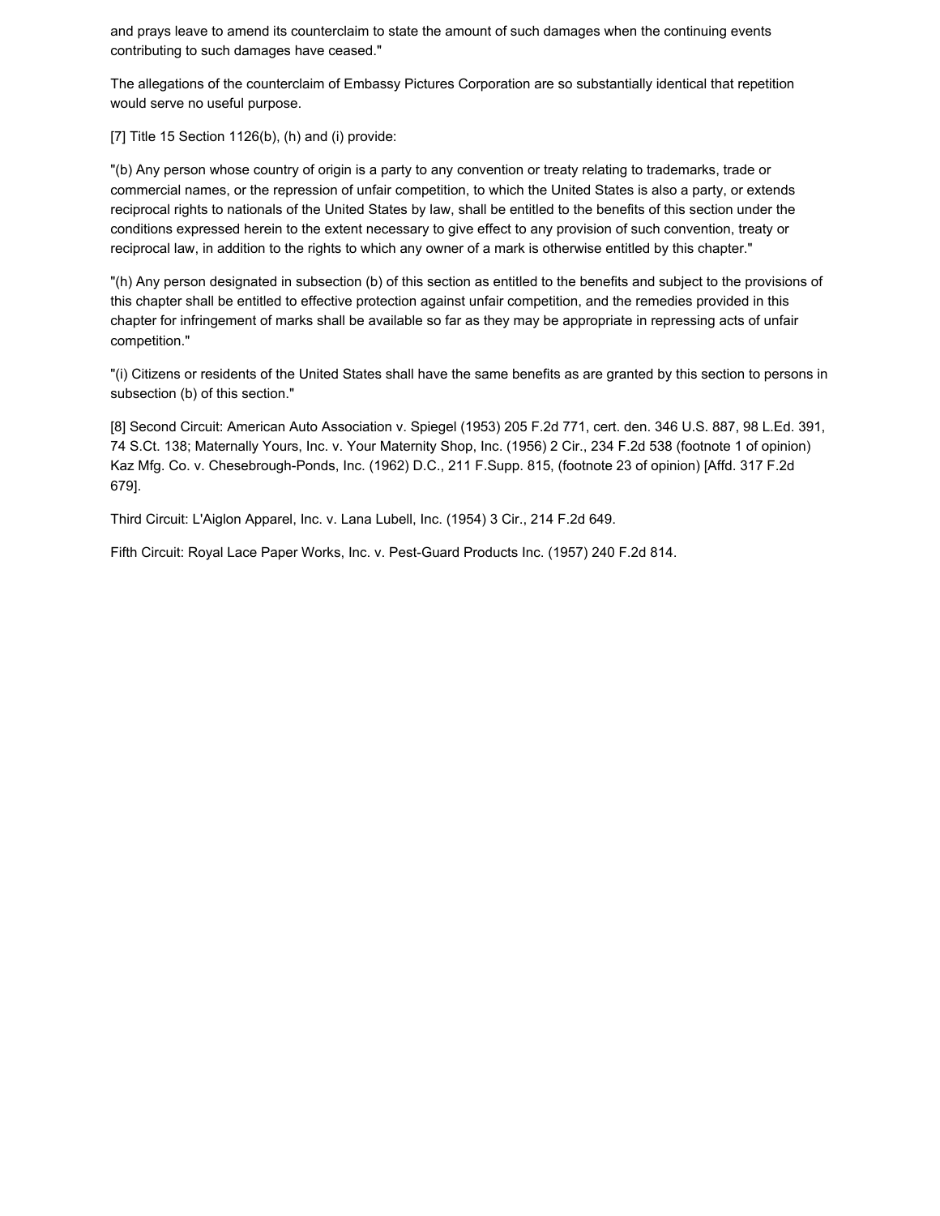and prays leave to amend its counterclaim to state the amount of such damages when the continuing events contributing to such damages have ceased."

The allegations of the counterclaim of Embassy Pictures Corporation are so substantially identical that repetition would serve no useful purpose.

[7] Title 15 Section 1126(b), (h) and (i) provide:

"(b) Any person whose country of origin is a party to any convention or treaty relating to trademarks, trade or commercial names, or the repression of unfair competition, to which the United States is also a party, or extends reciprocal rights to nationals of the United States by law, shall be entitled to the benefits of this section under the conditions expressed herein to the extent necessary to give effect to any provision of such convention, treaty or reciprocal law, in addition to the rights to which any owner of a mark is otherwise entitled by this chapter."

"(h) Any person designated in subsection (b) of this section as entitled to the benefits and subject to the provisions of this chapter shall be entitled to effective protection against unfair competition, and the remedies provided in this chapter for infringement of marks shall be available so far as they may be appropriate in repressing acts of unfair competition."

"(i) Citizens or residents of the United States shall have the same benefits as are granted by this section to persons in subsection (b) of this section."

[8] Second Circuit: American Auto Association v. Spiegel (1953) 205 F.2d 771, cert. den. 346 U.S. 887, 98 L.Ed. 391, 74 S.Ct. 138; Maternally Yours, Inc. v. Your Maternity Shop, Inc. (1956) 2 Cir., 234 F.2d 538 (footnote 1 of opinion) Kaz Mfg. Co. v. Chesebrough-Ponds, Inc. (1962) D.C., 211 F.Supp. 815, (footnote 23 of opinion) [Affd. 317 F.2d 679].

Third Circuit: L'Aiglon Apparel, Inc. v. Lana Lubell, Inc. (1954) 3 Cir., 214 F.2d 649.

Fifth Circuit: Royal Lace Paper Works, Inc. v. Pest-Guard Products Inc. (1957) 240 F.2d 814.